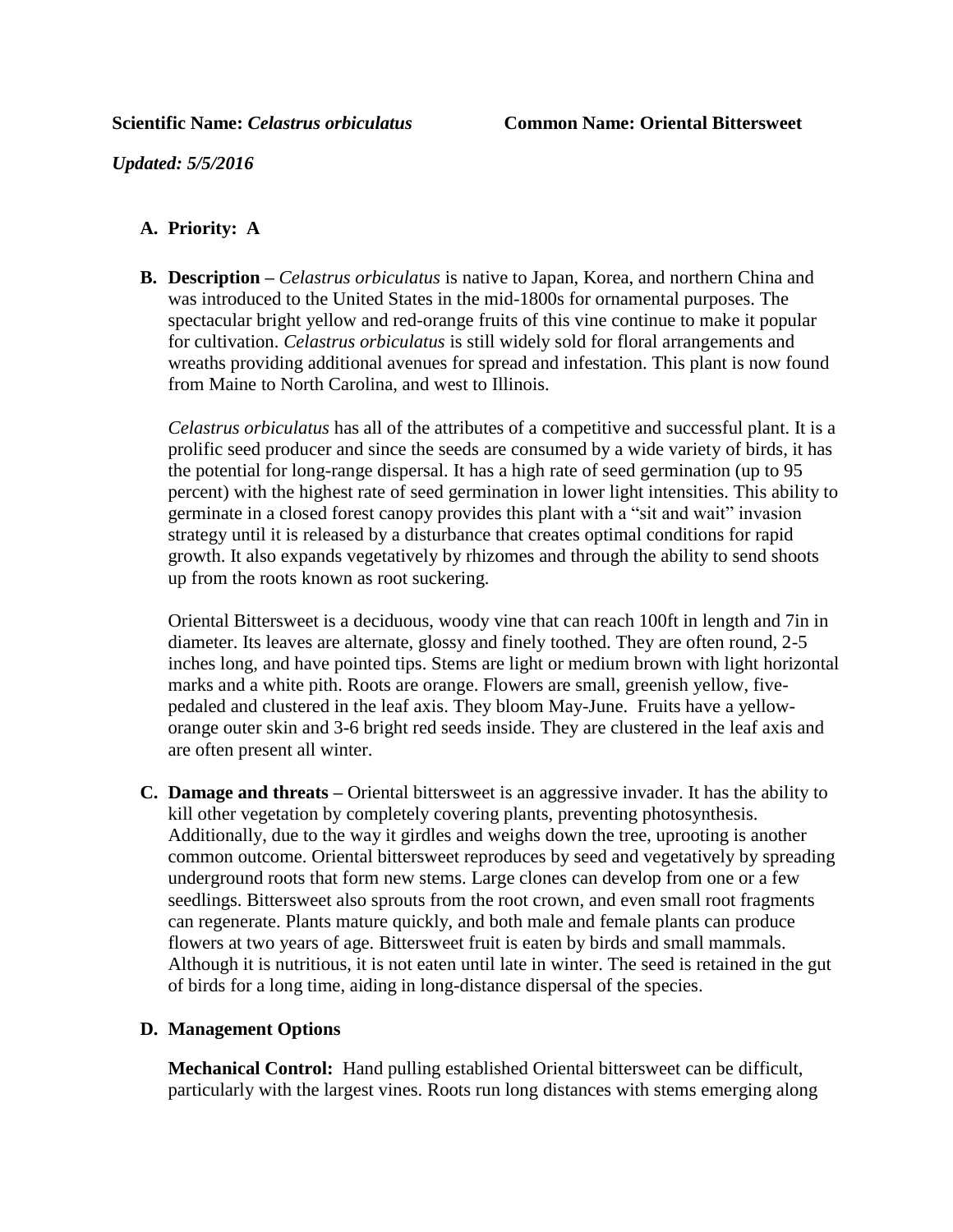**Scientific Name:** ***Celastrus orbiculatus*** **Common Name: Oriental Bittersweet**

***Updated: 5/5/2016***

**A. Priority: A**

**B. Description –** *Celastrus orbiculatus* is native to Japan, Korea, and northern China and was introduced to the United States in the mid-1800s for ornamental purposes. The spectacular bright yellow and red-orange fruits of this vine continue to make it popular for cultivation. *Celastrus orbiculatus* is still widely sold for floral arrangements and wreaths providing additional avenues for spread and infestation. This plant is now found from Maine to North Carolina, and west to Illinois.

*Celastrus orbiculatus* has all of the attributes of a competitive and successful plant. It is a prolific seed producer and since the seeds are consumed by a wide variety of birds, it has the potential for long-range dispersal. It has a high rate of seed germination (up to 95 percent) with the highest rate of seed germination in lower light intensities. This ability to germinate in a closed forest canopy provides this plant with a "sit and wait" invasion strategy until it is released by a disturbance that creates optimal conditions for rapid growth. It also expands vegetatively by rhizomes and through the ability to send shoots up from the roots known as root suckering.

Oriental Bittersweet is a deciduous, woody vine that can reach 100ft in length and 7in in diameter. Its leaves are alternate, glossy and finely toothed. They are often round, 2-5 inches long, and have pointed tips. Stems are light or medium brown with light horizontal marks and a white pith. Roots are orange. Flowers are small, greenish yellow, five-pedaled and clustered in the leaf axis. They bloom May-June. Fruits have a yellow-orange outer skin and 3-6 bright red seeds inside. They are clustered in the leaf axis and are often present all winter.

**C. Damage and threats –** Oriental bittersweet is an aggressive invader. It has the ability to kill other vegetation by completely covering plants, preventing photosynthesis. Additionally, due to the way it girdles and weighs down the tree, uprooting is another common outcome. Oriental bittersweet reproduces by seed and vegetatively by spreading underground roots that form new stems. Large clones can develop from one or a few seedlings. Bittersweet also sprouts from the root crown, and even small root fragments can regenerate. Plants mature quickly, and both male and female plants can produce flowers at two years of age. Bittersweet fruit is eaten by birds and small mammals. Although it is nutritious, it is not eaten until late in winter. The seed is retained in the gut of birds for a long time, aiding in long-distance dispersal of the species.

**D. Management Options**

**Mechanical Control:** Hand pulling established Oriental bittersweet can be difficult, particularly with the largest vines. Roots run long distances with stems emerging along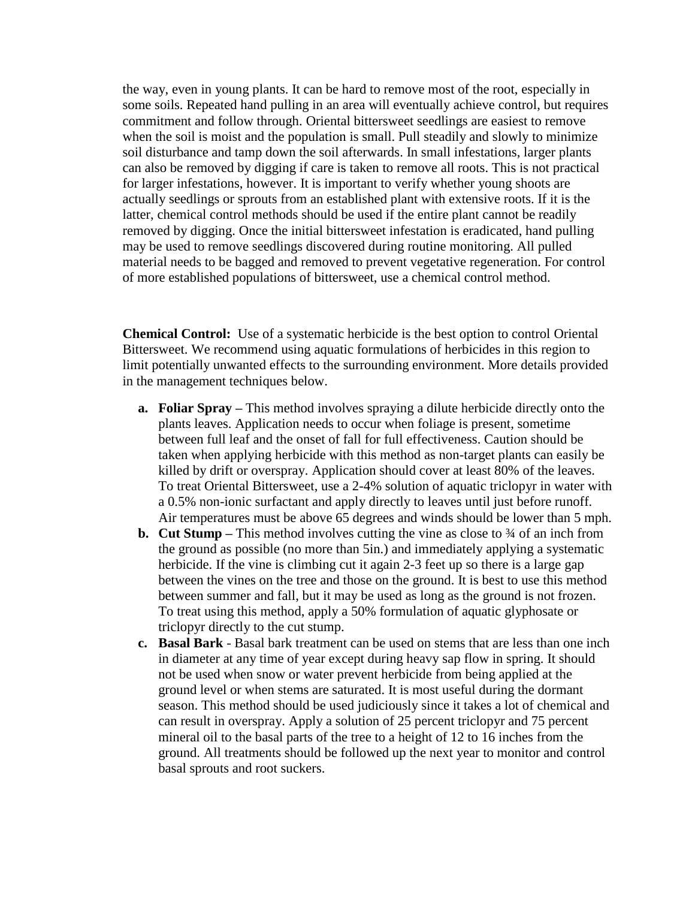the way, even in young plants. It can be hard to remove most of the root, especially in some soils. Repeated hand pulling in an area will eventually achieve control, but requires commitment and follow through. Oriental bittersweet seedlings are easiest to remove when the soil is moist and the population is small. Pull steadily and slowly to minimize soil disturbance and tamp down the soil afterwards. In small infestations, larger plants can also be removed by digging if care is taken to remove all roots. This is not practical for larger infestations, however. It is important to verify whether young shoots are actually seedlings or sprouts from an established plant with extensive roots. If it is the latter, chemical control methods should be used if the entire plant cannot be readily removed by digging. Once the initial bittersweet infestation is eradicated, hand pulling may be used to remove seedlings discovered during routine monitoring. All pulled material needs to be bagged and removed to prevent vegetative regeneration. For control of more established populations of bittersweet, use a chemical control method.

**Chemical Control:** Use of a systematic herbicide is the best option to control Oriental Bittersweet. We recommend using aquatic formulations of herbicides in this region to limit potentially unwanted effects to the surrounding environment. More details provided in the management techniques below.

a. **Foliar Spray –** This method involves spraying a dilute herbicide directly onto the plants leaves. Application needs to occur when foliage is present, sometime between full leaf and the onset of fall for full effectiveness. Caution should be taken when applying herbicide with this method as non-target plants can easily be killed by drift or overspray. Application should cover at least 80% of the leaves. To treat Oriental Bittersweet, use a 2-4% solution of aquatic triclopyr in water with a 0.5% non-ionic surfactant and apply directly to leaves until just before runoff. Air temperatures must be above 65 degrees and winds should be lower than 5 mph.
b. **Cut Stump –** This method involves cutting the vine as close to ¾ of an inch from the ground as possible (no more than 5in.) and immediately applying a systematic herbicide. If the vine is climbing cut it again 2-3 feet up so there is a large gap between the vines on the tree and those on the ground. It is best to use this method between summer and fall, but it may be used as long as the ground is not frozen. To treat using this method, apply a 50% formulation of aquatic glyphosate or triclopyr directly to the cut stump.
c. **Basal Bark** - Basal bark treatment can be used on stems that are less than one inch in diameter at any time of year except during heavy sap flow in spring. It should not be used when snow or water prevent herbicide from being applied at the ground level or when stems are saturated. It is most useful during the dormant season. This method should be used judiciously since it takes a lot of chemical and can result in overspray. Apply a solution of 25 percent triclopyr and 75 percent mineral oil to the basal parts of the tree to a height of 12 to 16 inches from the ground. All treatments should be followed up the next year to monitor and control basal sprouts and root suckers.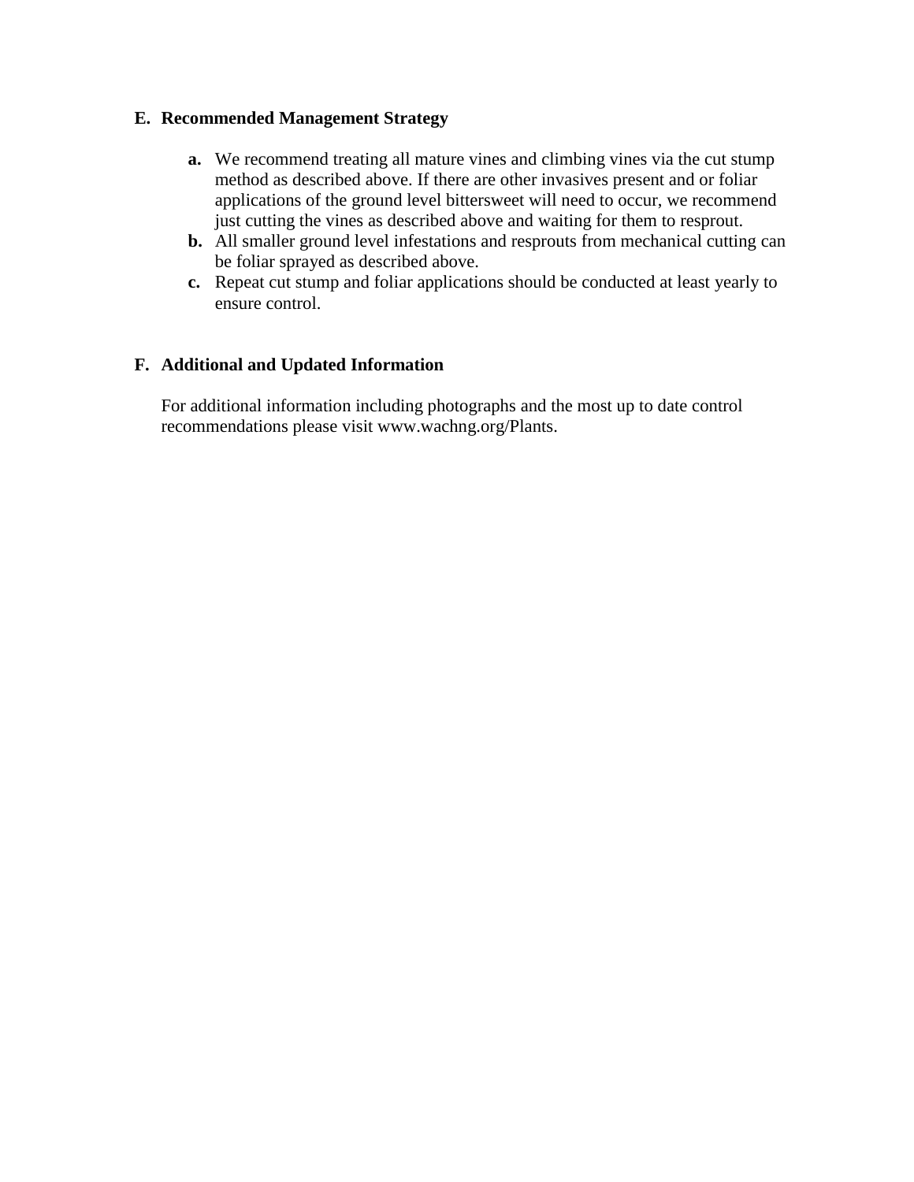## E. Recommended Management Strategy

- **a.** We recommend treating all mature vines and climbing vines via the cut stump method as described above. If there are other invasives present and or foliar applications of the ground level bittersweet will need to occur, we recommend just cutting the vines as described above and waiting for them to resprout.
- **b.** All smaller ground level infestations and resprouts from mechanical cutting can be foliar sprayed as described above.
- **c.** Repeat cut stump and foliar applications should be conducted at least yearly to ensure control.

## F. Additional and Updated Information

For additional information including photographs and the most up to date control recommendations please visit www.wachng.org/Plants.